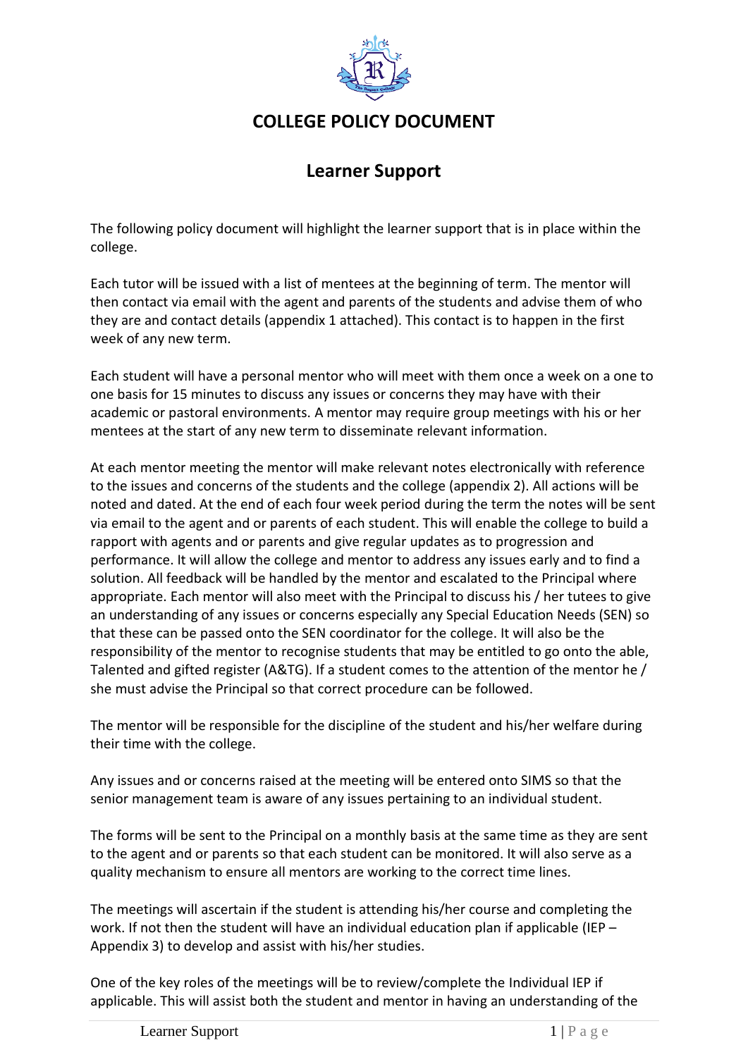# COLLEGE POLICY DOCUMENT

## Learner Support

The following policy document will highlight the learner support that is in place within the college.

Each tutor will be issued with a list of mentees at the beginning of term. The mentor will then contact via email with the agent and parents of the students and advise them of who they are and contact details (appendix 1 attached). This contact is to happen in the first week of any new term.

Each student will have a personal mentor who will meet with them once a week on a one to one basis for 15 minutes to discuss any issues or concerns they may have with their academic or pastoral environments. A mentor may require group meetings with his or her mentees at the start of any new term to disseminate relevant information.

At each mentor meeting the mentor will make relevant notes electronically with reference to the issues and concerns of the students and the college (appendix 2). All actions will be noted and dated. At the end of each four week period during the term the notes will be sent via email to the agent and or parents of each student. This will enable the college to build a rapport with agents and or parents and give regular updates as to progression and performance. It will allow the college and mentor to address any issues early and to find a solution. All feedback will be handled by the mentor and escalated to the Principal where appropriate. Each mentor will also meet with the Principal to discuss his / her tutees to give an understanding of any issues or concerns especially any Special Education Needs (SEN) so that these can be passed onto the SEN coordinator for the college. It will also be the responsibility of the mentor to recognise students that may be entitled to go onto the able, Talented and gifted register (A&TG). If a student comes to the attention of the mentor he / she must advise the Principal so that correct procedure can be followed.

The mentor will be responsible for the discipline of the student and his/her welfare during their time with the college.

Any issues and or concerns raised at the meeting will be entered onto SIMS so that the senior management team is aware of any issues pertaining to an individual student.

The forms will be sent to the Principal on a monthly basis at the same time as they are sent to the agent and or parents so that each student can be monitored. It will also serve as a quality mechanism to ensure all mentors are working to the correct time lines.

The meetings will ascertain if the student is attending his/her course and completing the work. If not then the student will have an individual education plan if applicable (IEP – Appendix 3) to develop and assist with his/her studies.

One of the key roles of the meetings will be to review/complete the Individual IEP if applicable. This will assist both the student and mentor in having an understanding of the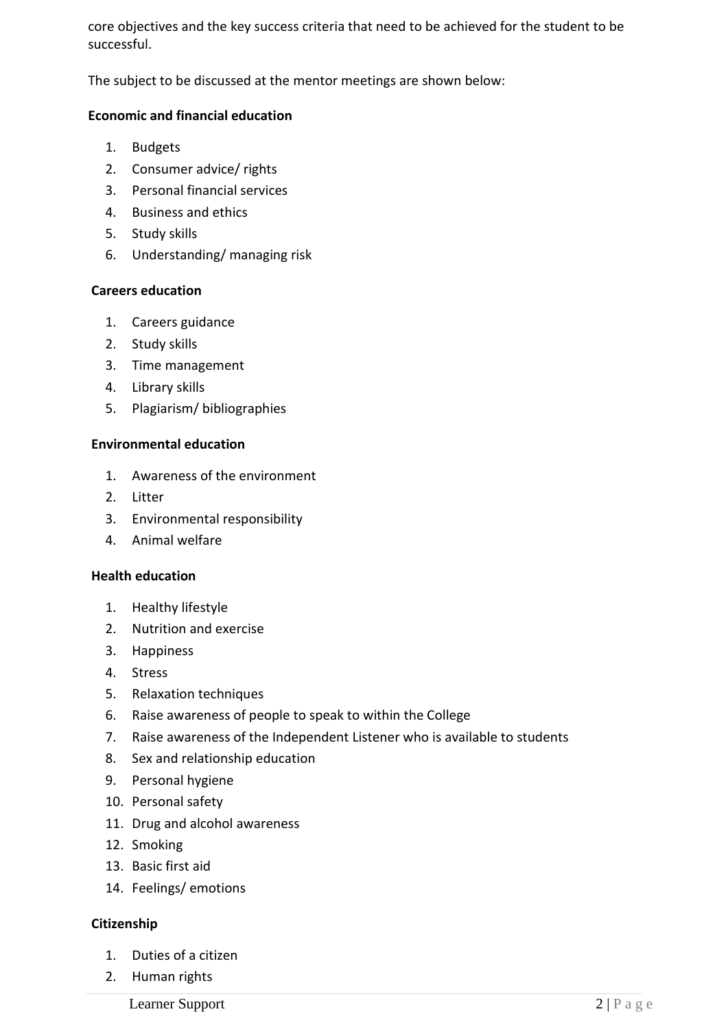core objectives and the key success criteria that need to be achieved for the student to be successful.

The subject to be discussed at the mentor meetings are shown below:

**Economic and financial education**

1. Budgets
2. Consumer advice/ rights
3. Personal financial services
4. Business and ethics
5. Study skills
6. Understanding/ managing risk

**Careers education**

1. Careers guidance
2. Study skills
3. Time management
4. Library skills
5. Plagiarism/ bibliographies

**Environmental education**

1. Awareness of the environment
2. Litter
3. Environmental responsibility
4. Animal welfare

**Health education**

1. Healthy lifestyle
2. Nutrition and exercise
3. Happiness
4. Stress
5. Relaxation techniques
6. Raise awareness of people to speak to within the College
7. Raise awareness of the Independent Listener who is available to students
8. Sex and relationship education
9. Personal hygiene
10. Personal safety
11. Drug and alcohol awareness
12. Smoking
13. Basic first aid
14. Feelings/ emotions

**Citizenship**

1. Duties of a citizen
2. Human rights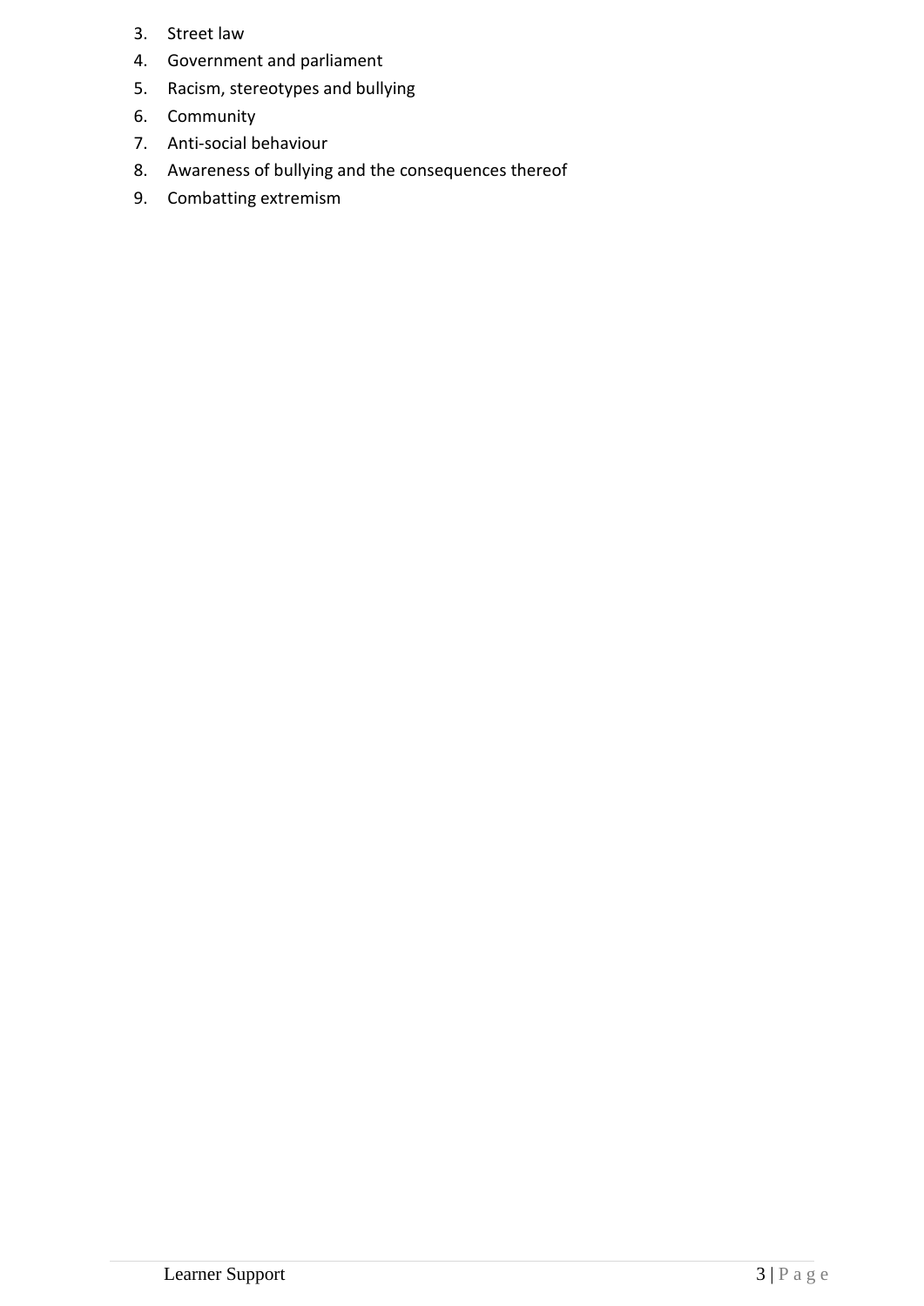3. Street law
4. Government and parliament
5. Racism, stereotypes and bullying
6. Community
7. Anti-social behaviour
8. Awareness of bullying and the consequences thereof
9. Combatting extremism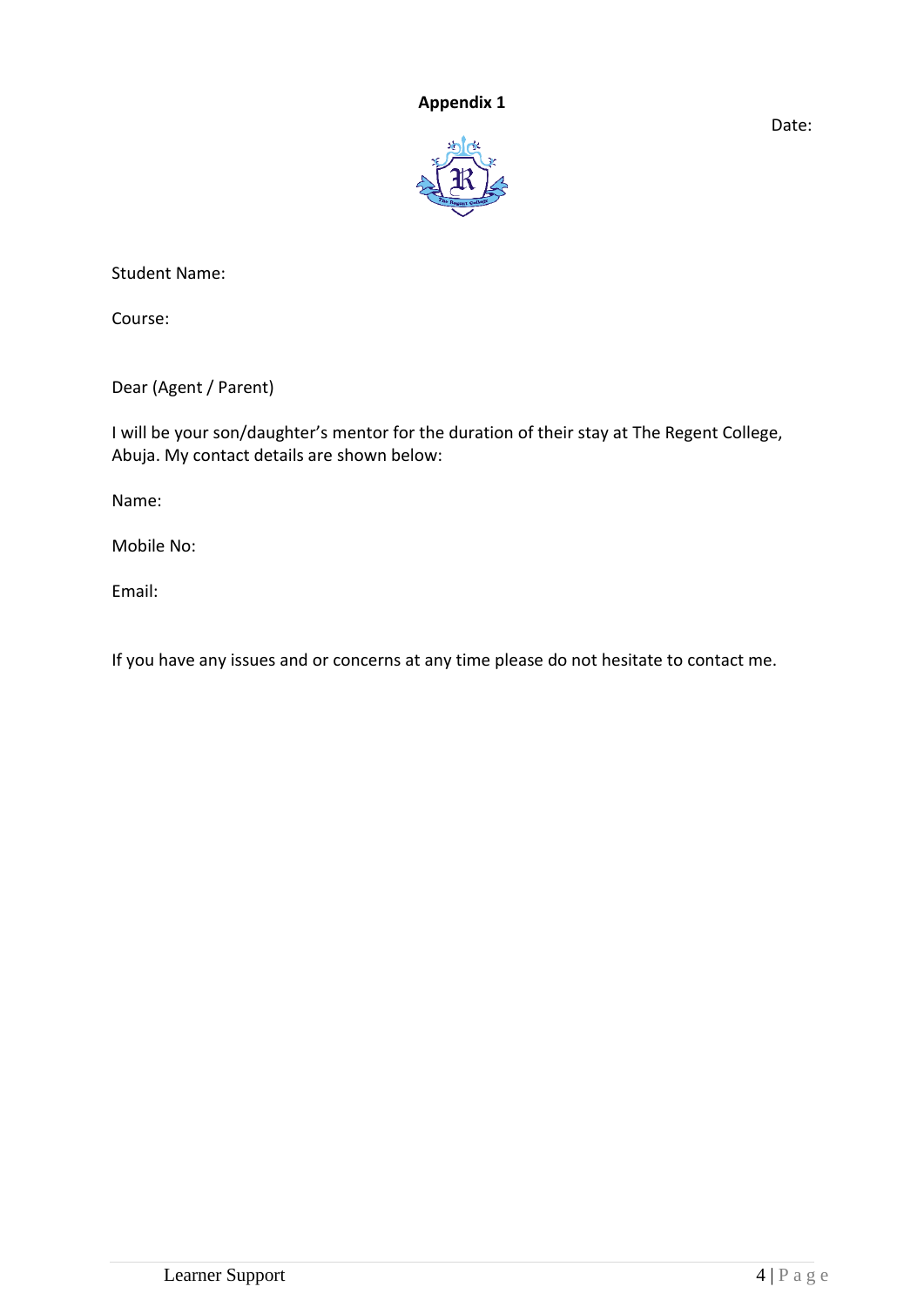**Appendix 1**

Date:

Student Name:

Course:

Dear (Agent / Parent)

I will be your son/daughter's mentor for the duration of their stay at The Regent College, Abuja. My contact details are shown below:

Name:

Mobile No:

Email:

If you have any issues and or concerns at any time please do not hesitate to contact me.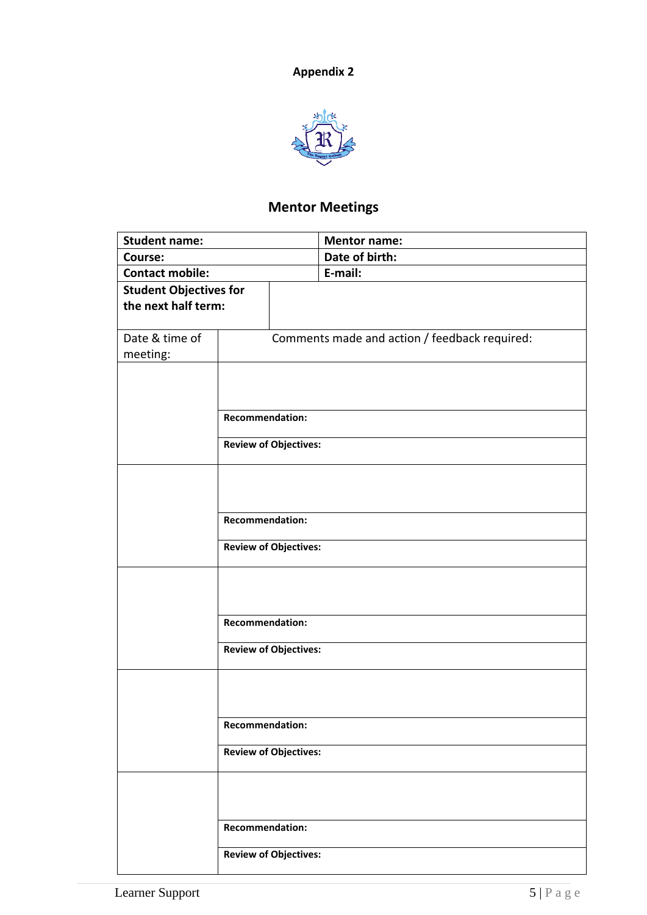**Appendix 2**

## Mentor Meetings

| **Student name:** | | **Mentor name:** |
|---|---|---|
| **Course:** | | **Date of birth:** |
| **Contact mobile:** | | **E-mail:** |
| **Student Objectives for the next half term:** | | |

| Date & time of meeting: | Comments made and action / feedback required: |
|---|---|
| | |
| | **Recommendation:** |
| | **Review of Objectives:** |
| | |
| | **Recommendation:** |
| | **Review of Objectives:** |
| | |
| | **Recommendation:** |
| | **Review of Objectives:** |
| | |
| | **Recommendation:** |
| | **Review of Objectives:** |
| | |
| | **Recommendation:** |
| | **Review of Objectives:** |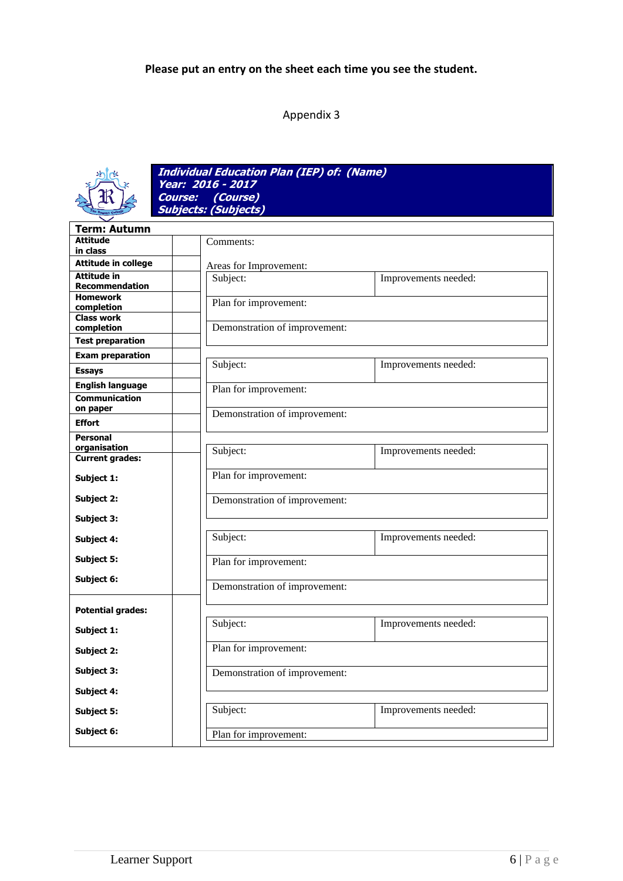**Please put an entry on the sheet each time you see the student.**

Appendix 3

***Individual Education Plan (IEP) of: (Name)***
***Year: 2016 - 2017***
***Course: (Course)***
***Subjects: (Subjects)***

**Term: Autumn**

| | | |
|---|---|---|
| **Attitude in class** | | Comments: |
| **Attitude in college** | | Areas for Improvement: |
| **Attitude in Recommendation** | | |
| **Homework completion** | | |
| **Class work completion** | | |
| **Test preparation** | | |
| **Exam preparation** | | |
| **Essays** | | |
| **English language** | | |
| **Communication on paper** | | |
| **Effort** | | |
| **Personal organisation** | | |
| **Current grades:** | | |
| **Subject 1:** | | |
| **Subject 2:** | | |
| **Subject 3:** | | |
| **Subject 4:** | | |
| **Subject 5:** | | |
| **Subject 6:** | | |
| **Potential grades:** | | |
| **Subject 1:** | | |
| **Subject 2:** | | |
| **Subject 3:** | | |
| **Subject 4:** | | |
| **Subject 5:** | | |
| **Subject 6:** | | |

| Subject: | Improvements needed: |
|---|---|
| Plan for improvement: | |
| Demonstration of improvement: | |

| Subject: | Improvements needed: |
|---|---|
| Plan for improvement: | |
| Demonstration of improvement: | |

| Subject: | Improvements needed: |
|---|---|
| Plan for improvement: | |
| Demonstration of improvement: | |

| Subject: | Improvements needed: |
|---|---|
| Plan for improvement: | |
| Demonstration of improvement: | |

| Subject: | Improvements needed: |
|---|---|
| Plan for improvement: | |
| Demonstration of improvement: | |

| Subject: | Improvements needed: |
|---|---|
| Plan for improvement: | |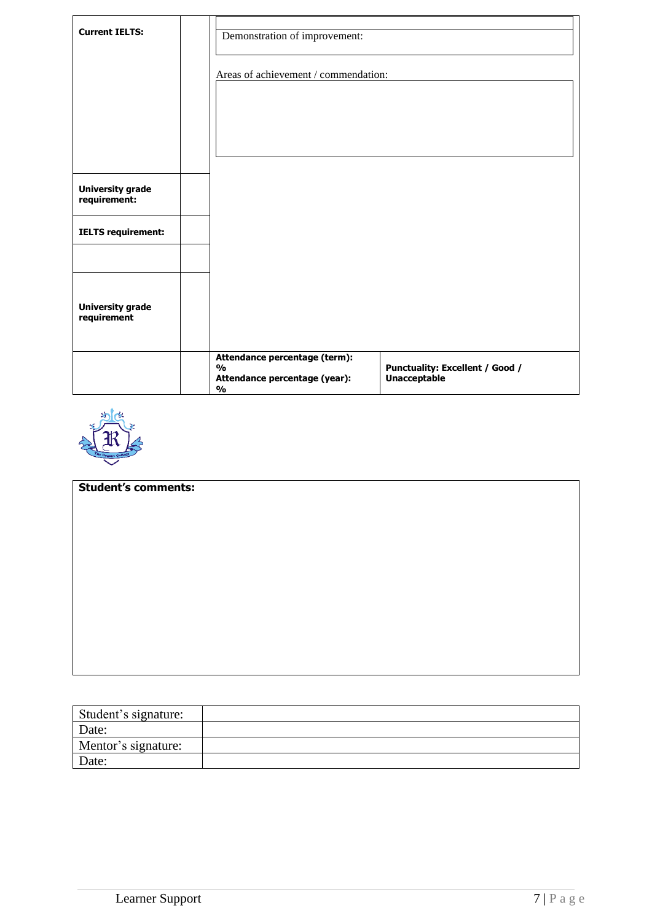| Current IELTS: | | Demonstration of improvement: | |
|---|---|---|---|
| | | Areas of achievement / commendation: | |
| University grade requirement: | | | |
| IELTS requirement: | | | |
| | | | |
| University grade requirement | | | |
| | | **Attendance percentage (term):** **%** **Attendance percentage (year):** **%** | **Punctuality: Excellent / Good / Unacceptable** |

**Student's comments:**

| Student's signature: | |
|---|---|
| Date: | |
| Mentor's signature: | |
| Date: | |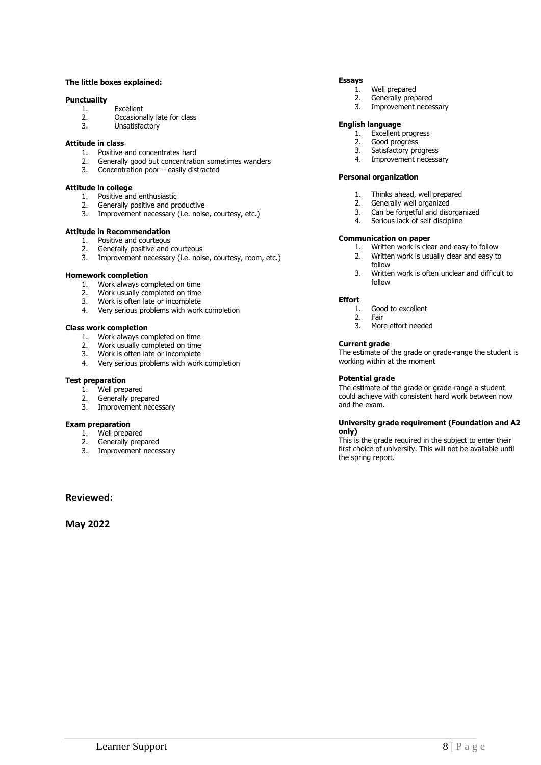**The little boxes explained:**

**Punctuality**

1. Excellent
2. Occasionally late for class
3. Unsatisfactory

**Attitude in class**

1. Positive and concentrates hard
2. Generally good but concentration sometimes wanders
3. Concentration poor – easily distracted

**Attitude in college**

1. Positive and enthusiastic
2. Generally positive and productive
3. Improvement necessary (i.e. noise, courtesy, etc.)

**Attitude in Recommendation**

1. Positive and courteous
2. Generally positive and courteous
3. Improvement necessary (i.e. noise, courtesy, room, etc.)

**Homework completion**

1. Work always completed on time
2. Work usually completed on time
3. Work is often late or incomplete
4. Very serious problems with work completion

**Class work completion**

1. Work always completed on time
2. Work usually completed on time
3. Work is often late or incomplete
4. Very serious problems with work completion

**Test preparation**

1. Well prepared
2. Generally prepared
3. Improvement necessary

**Exam preparation**

1. Well prepared
2. Generally prepared
3. Improvement necessary

**Essays**

1. Well prepared
2. Generally prepared
3. Improvement necessary

**English language**

1. Excellent progress
2. Good progress
3. Satisfactory progress
4. Improvement necessary

**Personal organization**

1. Thinks ahead, well prepared
2. Generally well organized
3. Can be forgetful and disorganized
4. Serious lack of self discipline

**Communication on paper**

1. Written work is clear and easy to follow
2. Written work is usually clear and easy to follow
3. Written work is often unclear and difficult to follow

**Effort**

1. Good to excellent
2. Fair
3. More effort needed

**Current grade**

The estimate of the grade or grade-range the student is working within at the moment

**Potential grade**

The estimate of the grade or grade-range a student could achieve with consistent hard work between now and the exam.

**University grade requirement (Foundation and A2 only)**

This is the grade required in the subject to enter their first choice of university. This will not be available until the spring report.

## Reviewed:

## May 2022